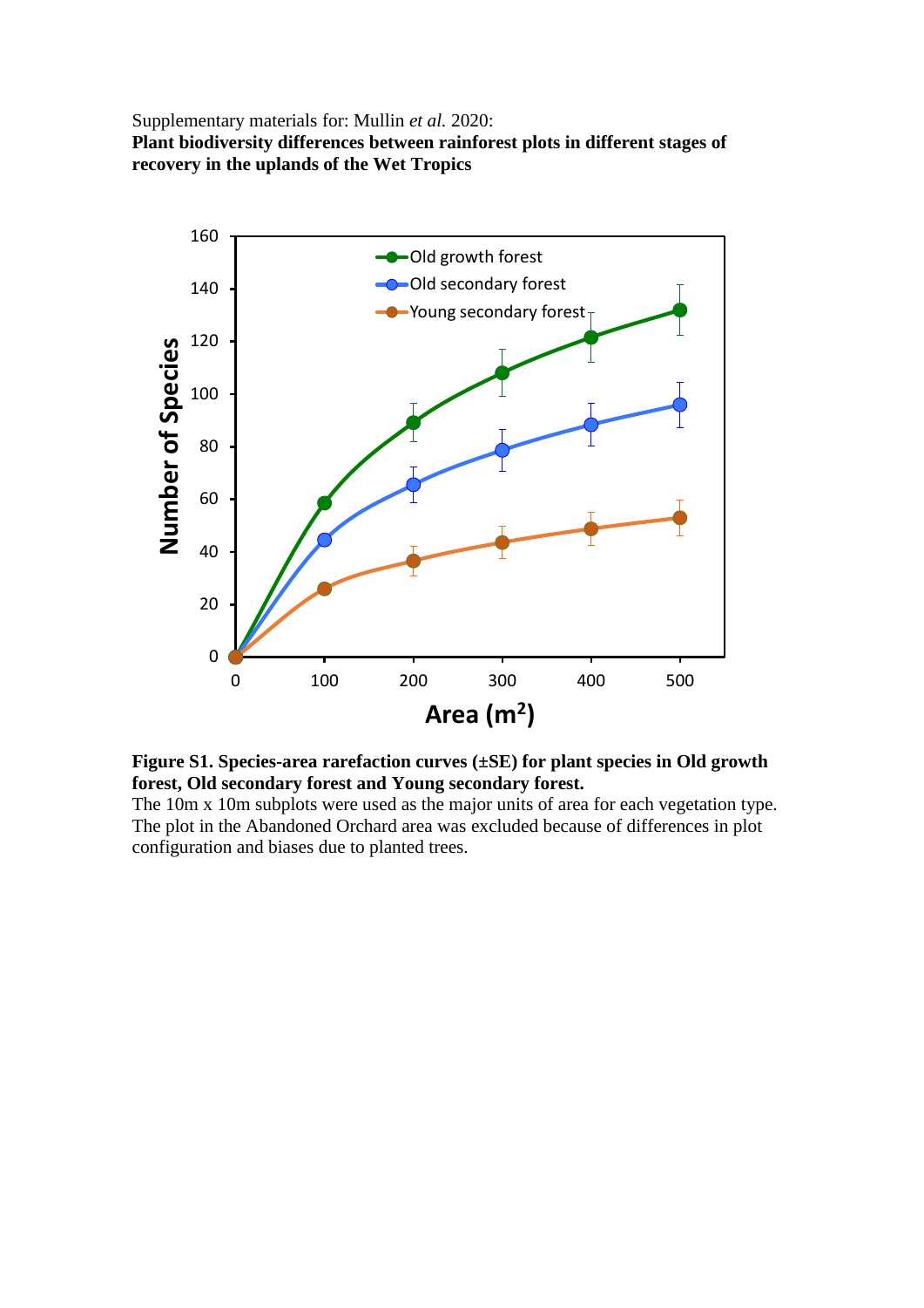Supplementary materials for: Mullin *et al.* 2020:

**Plant biodiversity differences between rainforest plots in different stages of recovery in the uplands of the Wet Tropics**

**Figure S1. Species-area rarefaction curves (±SE) for plant species in Old growth forest, Old secondary forest and Young secondary forest.**

The 10m x 10m subplots were used as the major units of area for each vegetation type. The plot in the Abandoned Orchard area was excluded because of differences in plot configuration and biases due to planted trees.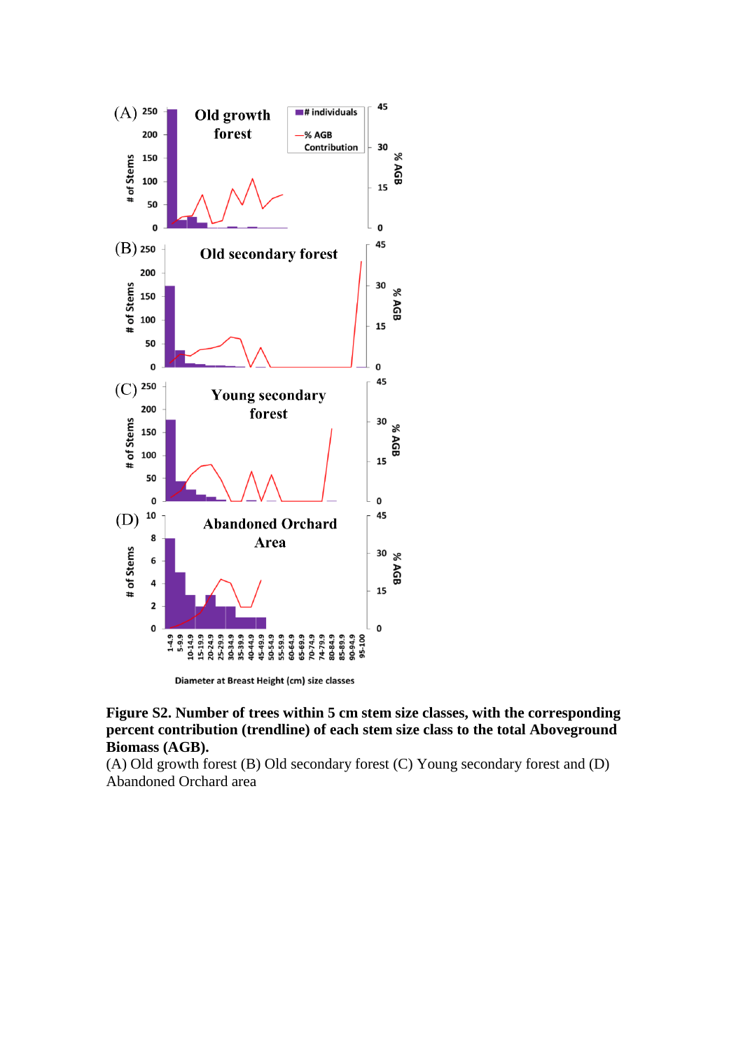**Figure S2. Number of trees within 5 cm stem size classes, with the corresponding percent contribution (trendline) of each stem size class to the total Aboveground Biomass (AGB).**

(A) Old growth forest (B) Old secondary forest (C) Young secondary forest and (D) Abandoned Orchard area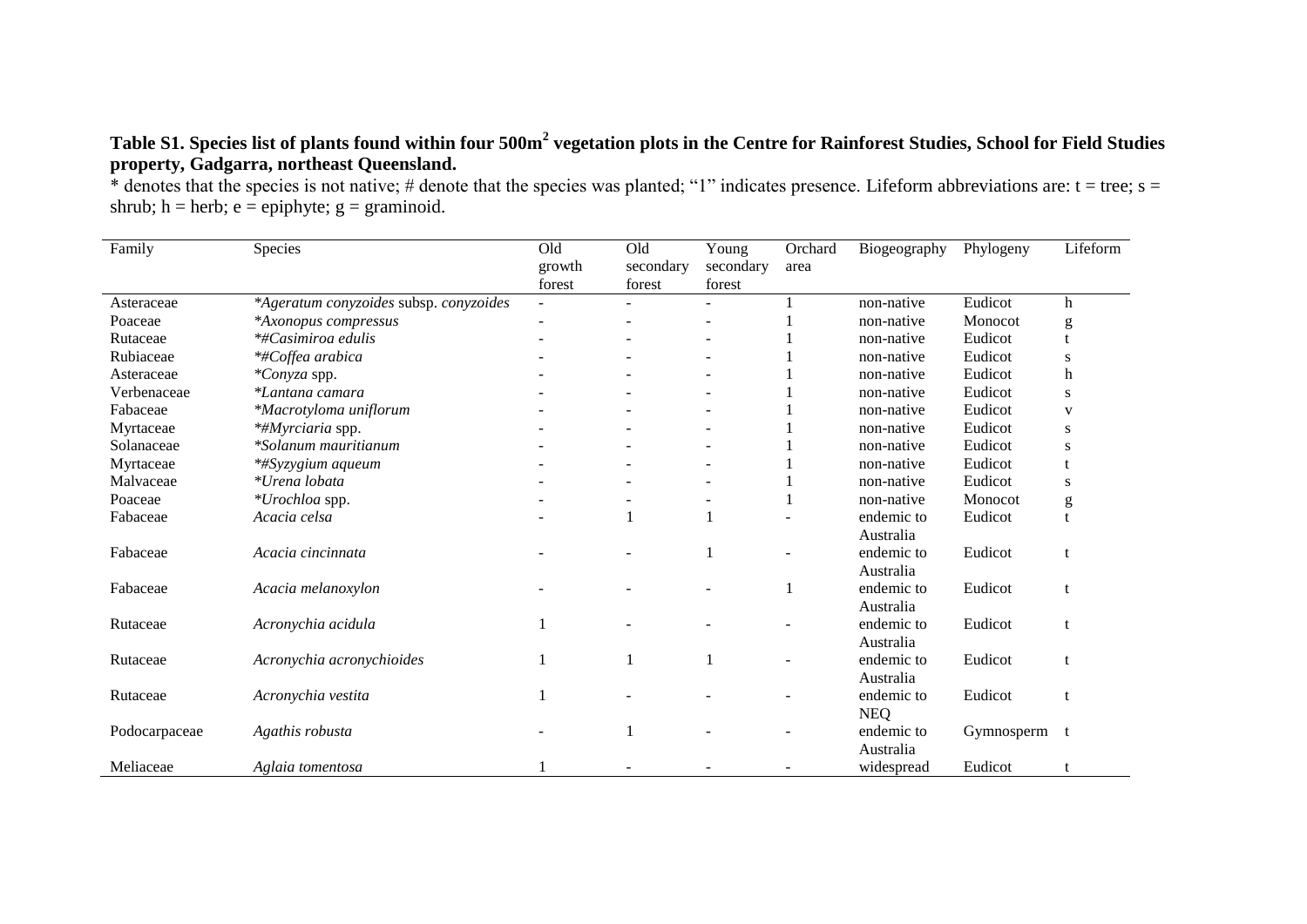**Table S1. Species list of plants found within four 500m$^2$ vegetation plots in the Centre for Rainforest Studies, School for Field Studies property, Gadgarra, northeast Queensland.**

\* denotes that the species is not native; # denote that the species was planted; "1" indicates presence. Lifeform abbreviations are: t = tree; s = shrub; h = herb; e = epiphyte; g = graminoid.

| Family | Species | Old growth forest | Old secondary forest | Young secondary forest | Orchard area | Biogeography | Phylogeny | Lifeform |
|---|---|---|---|---|---|---|---|---|
| Asteraceae | **Ageratum conyzoides* subsp. *conyzoides* | - | - | - | 1 | non-native | Eudicot | h |
| Poaceae | **Axonopus compressus* | - | - | - | 1 | non-native | Monocot | g |
| Rutaceae | *#Casimiroa edulis* | - | - | - | 1 | non-native | Eudicot | t |
| Rubiaceae | *#Coffea arabica* | - | - | - | 1 | non-native | Eudicot | s |
| Asteraceae | **Conyza* spp. | - | - | - | 1 | non-native | Eudicot | h |
| Verbenaceae | **Lantana camara* | - | - | - | 1 | non-native | Eudicot | s |
| Fabaceae | **Macrotyloma uniflorum* | - | - | - | 1 | non-native | Eudicot | v |
| Myrtaceae | *#Myrciaria* spp. | - | - | - | 1 | non-native | Eudicot | s |
| Solanaceae | **Solanum mauritianum* | - | - | - | 1 | non-native | Eudicot | s |
| Myrtaceae | *#Syzygium aqueum* | - | - | - | 1 | non-native | Eudicot | t |
| Malvaceae | **Urena lobata* | - | - | - | 1 | non-native | Eudicot | s |
| Poaceae | **Urochloa* spp. | - | - | - | 1 | non-native | Monocot | g |
| Fabaceae | *Acacia celsa* | - | 1 | 1 | - | endemic to Australia | Eudicot | t |
| Fabaceae | *Acacia cincinnata* | - | - | 1 | - | endemic to Australia | Eudicot | t |
| Fabaceae | *Acacia melanoxylon* | - | - | - | 1 | endemic to Australia | Eudicot | t |
| Rutaceae | *Acronychia acidula* | 1 | - | - | - | endemic to Australia | Eudicot | t |
| Rutaceae | *Acronychia acronychioides* | 1 | 1 | 1 | - | endemic to Australia | Eudicot | t |
| Rutaceae | *Acronychia vestita* | 1 | - | - | - | endemic to NEQ | Eudicot | t |
| Podocarpaceae | *Agathis robusta* | - | 1 | - | - | endemic to Australia | Gymnosperm | t |
| Meliaceae | *Aglaia tomentosa* | 1 | - | - | - | widespread | Eudicot | t |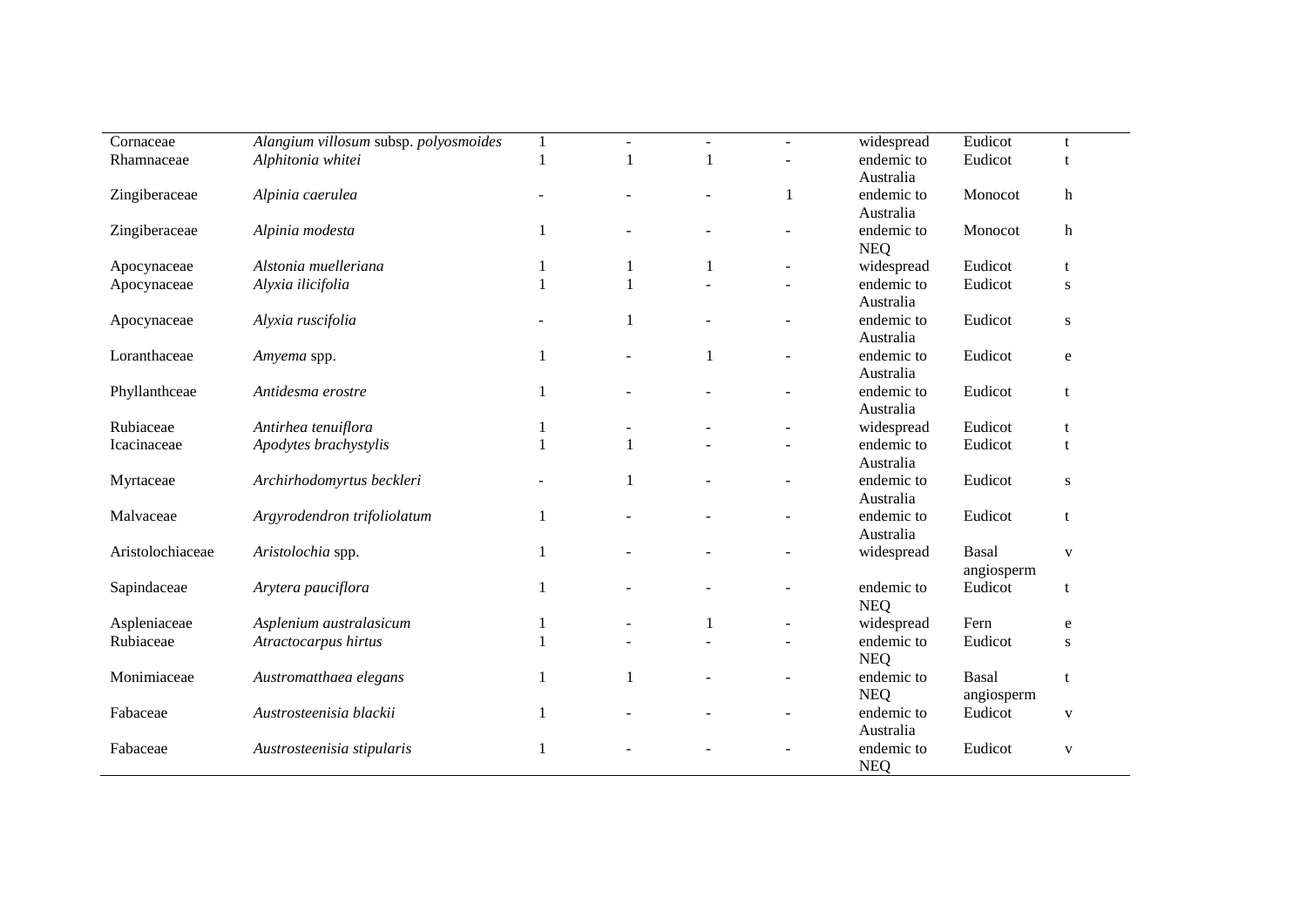| | | | | | | | | |
|---|---|---|---|---|---|---|---|---|
| Cornaceae | *Alangium villosum* subsp. *polyosmoides* | 1 | - | - | - | widespread | Eudicot | t |
| Rhamnaceae | *Alphitonia whitei* | 1 | 1 | 1 | - | endemic to Australia | Eudicot | t |
| Zingiberaceae | *Alpinia caerulea* | - | - | - | 1 | endemic to Australia | Monocot | h |
| Zingiberaceae | *Alpinia modesta* | 1 | - | - | - | endemic to NEQ | Monocot | h |
| Apocynaceae | *Alstonia muelleriana* | 1 | 1 | 1 | - | widespread | Eudicot | t |
| Apocynaceae | *Alyxia ilicifolia* | 1 | 1 | - | - | endemic to Australia | Eudicot | s |
| Apocynaceae | *Alyxia ruscifolia* | - | 1 | - | - | endemic to Australia | Eudicot | s |
| Loranthaceae | *Amyema* spp. | 1 | - | 1 | - | endemic to Australia | Eudicot | e |
| Phyllanthceae | *Antidesma erostre* | 1 | - | - | - | endemic to Australia | Eudicot | t |
| Rubiaceae | *Antirhea tenuiflora* | 1 | - | - | - | widespread | Eudicot | t |
| Icacinaceae | *Apodytes brachystylis* | 1 | 1 | - | - | endemic to Australia | Eudicot | t |
| Myrtaceae | *Archirhodomyrtus beckleri* | - | 1 | - | - | endemic to Australia | Eudicot | s |
| Malvaceae | *Argyrodendron trifoliolatum* | 1 | - | - | - | endemic to Australia | Eudicot | t |
| Aristolochiaceae | *Aristolochia* spp. | 1 | - | - | - | widespread | Basal angiosperm | v |
| Sapindaceae | *Arytera pauciflora* | 1 | - | - | - | endemic to NEQ | Eudicot | t |
| Aspleniaceae | *Asplenium australasicum* | 1 | - | 1 | - | widespread | Fern | e |
| Rubiaceae | *Atractocarpus hirtus* | 1 | - | - | - | endemic to NEQ | Eudicot | s |
| Monimiaceae | *Austromatthaea elegans* | 1 | 1 | - | - | endemic to NEQ | Basal angiosperm | t |
| Fabaceae | *Austrosteenisia blackii* | 1 | - | - | - | endemic to Australia | Eudicot | v |
| Fabaceae | *Austrosteenisia stipularis* | 1 | - | - | - | endemic to NEQ | Eudicot | v |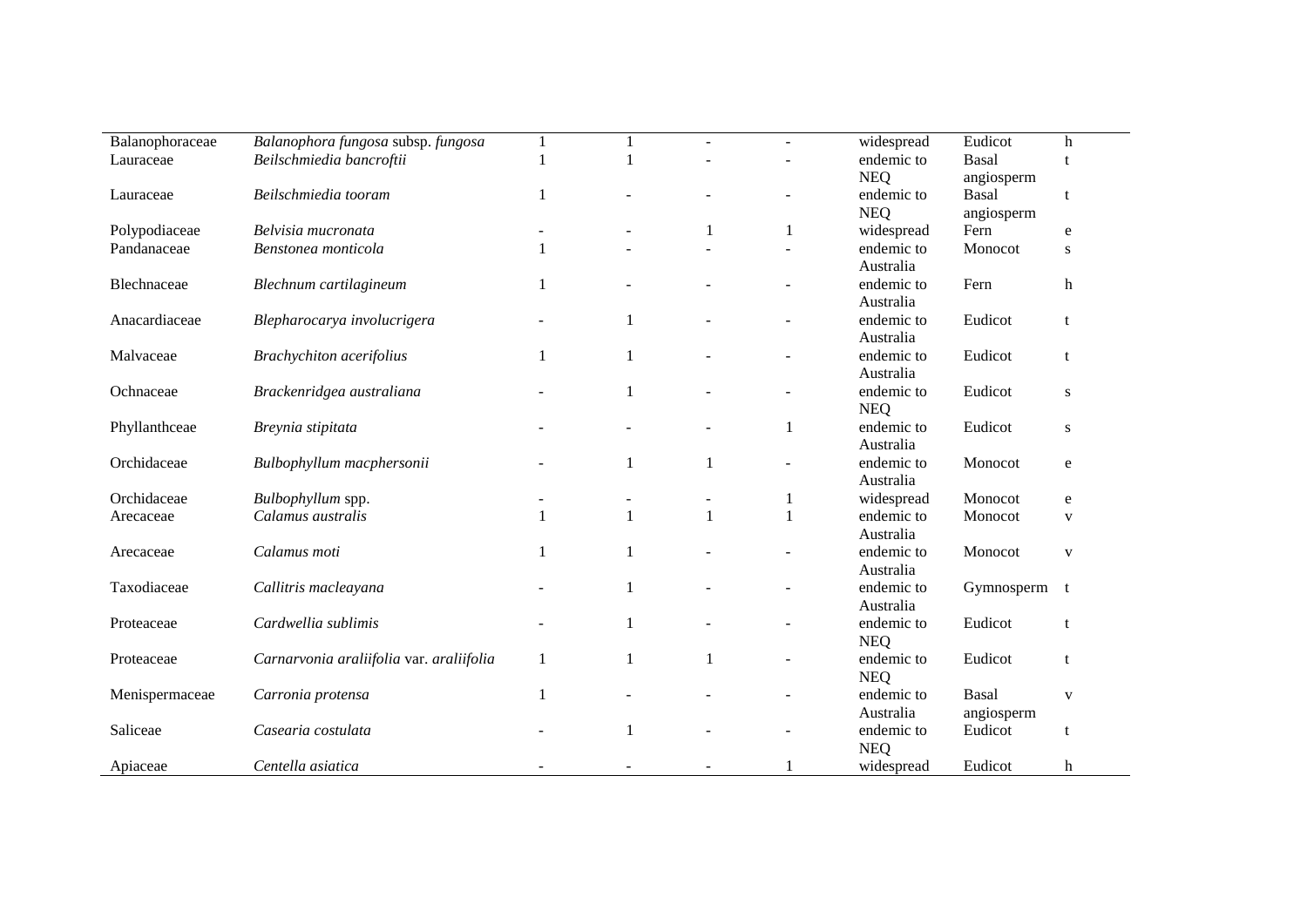| | | | | | | | | |
|---|---|---|---|---|---|---|---|---|
| Balanophoraceae | *Balanophora fungosa* subsp. *fungosa* | 1 | 1 | - | - | widespread | Eudicot | h |
| Lauraceae | *Beilschmiedia bancroftii* | 1 | 1 | - | - | endemic to NEQ | Basal angiosperm | t |
| Lauraceae | *Beilschmiedia tooram* | 1 | - | - | - | endemic to NEQ | Basal angiosperm | t |
| Polypodiaceae | *Belvisia mucronata* | - | - | 1 | 1 | widespread | Fern | e |
| Pandanaceae | *Benstonea monticola* | 1 | - | - | - | endemic to Australia | Monocot | s |
| Blechnaceae | *Blechnum cartilagineum* | 1 | - | - | - | endemic to Australia | Fern | h |
| Anacardiaceae | *Blepharocarya involucrigera* | - | 1 | - | - | endemic to Australia | Eudicot | t |
| Malvaceae | *Brachychiton acerifolius* | 1 | 1 | - | - | endemic to Australia | Eudicot | t |
| Ochnaceae | *Brackenridgea australiana* | - | 1 | - | - | endemic to NEQ | Eudicot | s |
| Phyllanthceae | *Breynia stipitata* | - | - | - | 1 | endemic to Australia | Eudicot | s |
| Orchidaceae | *Bulbophyllum macphersonii* | - | 1 | 1 | - | endemic to Australia | Monocot | e |
| Orchidaceae | *Bulbophyllum* spp. | - | - | - | 1 | widespread | Monocot | e |
| Arecaceae | *Calamus australis* | 1 | 1 | 1 | 1 | endemic to Australia | Monocot | v |
| Arecaceae | *Calamus moti* | 1 | 1 | - | - | endemic to Australia | Monocot | v |
| Taxodiaceae | *Callitris macleayana* | - | 1 | - | - | endemic to Australia | Gymnosperm | t |
| Proteaceae | *Cardwellia sublimis* | - | 1 | - | - | endemic to NEQ | Eudicot | t |
| Proteaceae | *Carnarvonia araliifolia* var. *araliifolia* | 1 | 1 | 1 | - | endemic to NEQ | Eudicot | t |
| Menispermaceae | *Carronia protensa* | 1 | - | - | - | endemic to Australia | Basal angiosperm | v |
| Saliceae | *Casearia costulata* | - | 1 | - | - | endemic to NEQ | Eudicot | t |
| Apiaceae | *Centella asiatica* | - | - | - | 1 | widespread | Eudicot | h |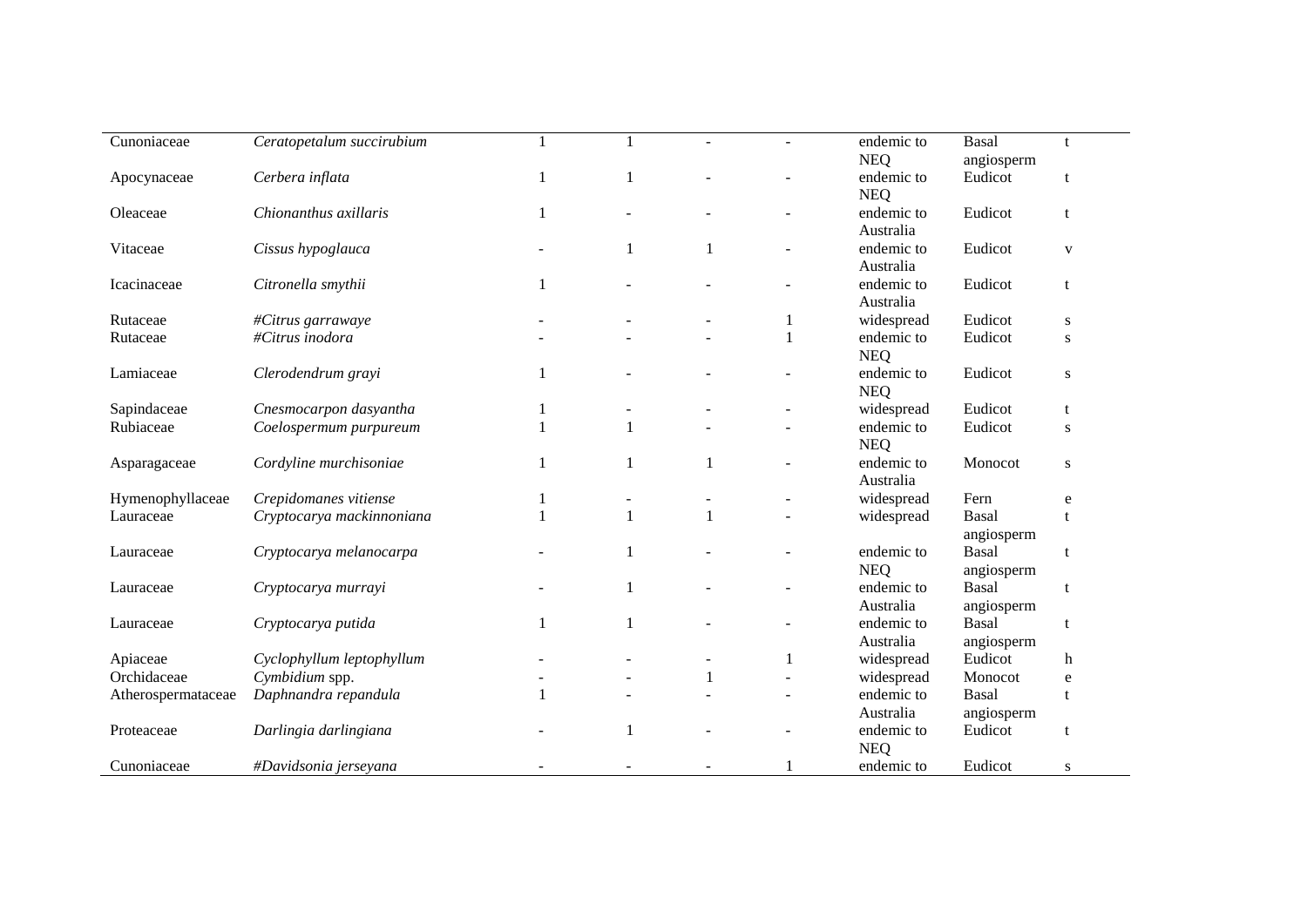| | | | | | | | | |
|---|---|---|---|---|---|---|---|---|
| Cunoniaceae | *Ceratopetalum succirubium* | 1 | 1 | - | - | endemic to NEQ | Basal angiosperm | t |
| Apocynaceae | *Cerbera inflata* | 1 | 1 | - | - | endemic to NEQ | Eudicot | t |
| Oleaceae | *Chionanthus axillaris* | 1 | - | - | - | endemic to Australia | Eudicot | t |
| Vitaceae | *Cissus hypoglauca* | - | 1 | 1 | - | endemic to Australia | Eudicot | v |
| Icacinaceae | *Citronella smythii* | 1 | - | - | - | endemic to Australia | Eudicot | t |
| Rutaceae | *#Citrus garrawaye* | - | - | - | 1 | widespread | Eudicot | s |
| Rutaceae | *#Citrus inodora* | - | - | - | 1 | endemic to NEQ | Eudicot | s |
| Lamiaceae | *Clerodendrum grayi* | 1 | - | - | - | endemic to NEQ | Eudicot | s |
| Sapindaceae | *Cnesmocarpon dasyantha* | 1 | - | - | - | widespread | Eudicot | t |
| Rubiaceae | *Coelospermum purpureum* | 1 | 1 | - | - | endemic to NEQ | Eudicot | s |
| Asparagaceae | *Cordyline murchisoniae* | 1 | 1 | 1 | - | endemic to Australia | Monocot | s |
| Hymenophyllaceae | *Crepidomanes vitiense* | 1 | - | - | - | widespread | Fern | e |
| Lauraceae | *Cryptocarya mackinnoniana* | 1 | 1 | 1 | - | widespread | Basal angiosperm | t |
| Lauraceae | *Cryptocarya melanocarpa* | - | 1 | - | - | endemic to NEQ | Basal angiosperm | t |
| Lauraceae | *Cryptocarya murrayi* | - | 1 | - | - | endemic to Australia | Basal angiosperm | t |
| Lauraceae | *Cryptocarya putida* | 1 | 1 | - | - | endemic to Australia | Basal angiosperm | t |
| Apiaceae | *Cyclophyllum leptophyllum* | - | - | - | 1 | widespread | Eudicot | h |
| Orchidaceae | *Cymbidium* spp. | - | - | 1 | - | widespread | Monocot | e |
| Atherospermataceae | *Daphnandra repandula* | 1 | - | - | - | endemic to Australia | Basal angiosperm | t |
| Proteaceae | *Darlingia darlingiana* | - | 1 | - | - | endemic to NEQ | Eudicot | t |
| Cunoniaceae | *#Davidsonia jerseyana* | - | - | - | 1 | endemic to | Eudicot | s |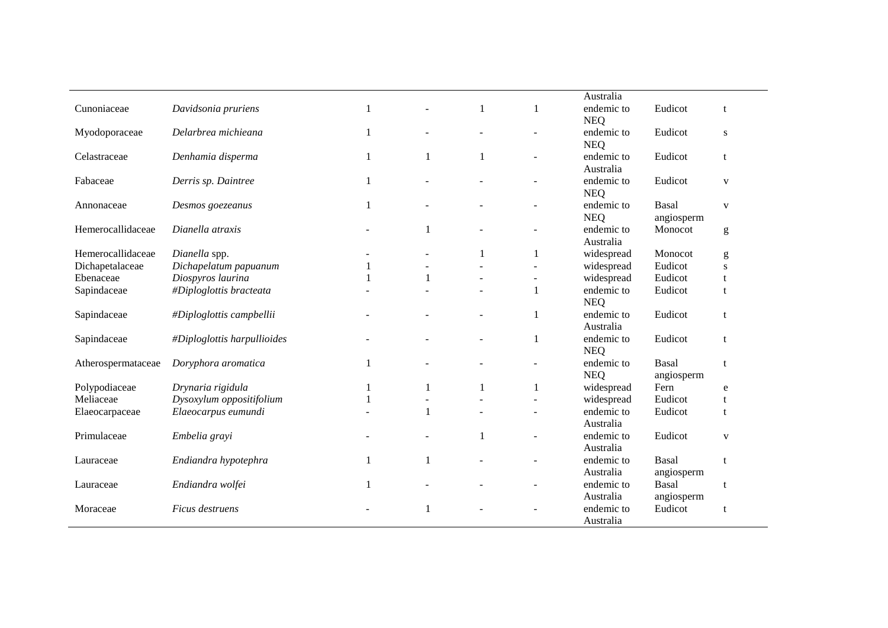| | | | | | | | | |
|---|---|---|---|---|---|---|---|---|
| | | | | | | Australia | | |
| Cunoniaceae | *Davidsonia pruriens* | 1 | - | 1 | 1 | endemic to NEQ | Eudicot | t |
| Myodoporaceae | *Delarbrea michieana* | 1 | - | - | - | endemic to NEQ | Eudicot | s |
| Celastraceae | *Denhamia disperma* | 1 | 1 | 1 | - | endemic to Australia | Eudicot | t |
| Fabaceae | *Derris sp. Daintree* | 1 | - | - | - | endemic to NEQ | Eudicot | v |
| Annonaceae | *Desmos goezeanus* | 1 | - | - | - | endemic to NEQ | Basal angiosperm | v |
| Hemerocallidaceae | *Dianella atraxis* | - | 1 | - | - | endemic to Australia | Monocot | g |
| Hemerocallidaceae | *Dianella* spp. | - | - | 1 | 1 | widespread | Monocot | g |
| Dichapetalaceae | *Dichapelatum papuanum* | 1 | - | - | - | widespread | Eudicot | s |
| Ebenaceae | *Diospyros laurina* | 1 | 1 | - | - | widespread | Eudicot | t |
| Sapindaceae | *#Diploglottis bracteata* | - | - | - | 1 | endemic to NEQ | Eudicot | t |
| Sapindaceae | *#Diploglottis campbellii* | - | - | - | 1 | endemic to Australia | Eudicot | t |
| Sapindaceae | *#Diploglottis harpullioides* | - | - | - | 1 | endemic to NEQ | Eudicot | t |
| Atherospermataceae | *Doryphora aromatica* | 1 | - | - | - | endemic to NEQ | Basal angiosperm | t |
| Polypodiaceae | *Drynaria rigidula* | 1 | 1 | 1 | 1 | widespread | Fern | e |
| Meliaceae | *Dysoxylum oppositifolium* | 1 | - | - | - | widespread | Eudicot | t |
| Elaeocarpaceae | *Elaeocarpus eumundi* | - | 1 | - | - | endemic to Australia | Eudicot | t |
| Primulaceae | *Embelia grayi* | - | - | 1 | - | endemic to Australia | Eudicot | v |
| Lauraceae | *Endiandra hypotephra* | 1 | 1 | - | - | endemic to Australia | Basal angiosperm | t |
| Lauraceae | *Endiandra wolfei* | 1 | - | - | - | endemic to Australia | Basal angiosperm | t |
| Moraceae | *Ficus destruens* | - | 1 | - | - | endemic to Australia | Eudicot | t |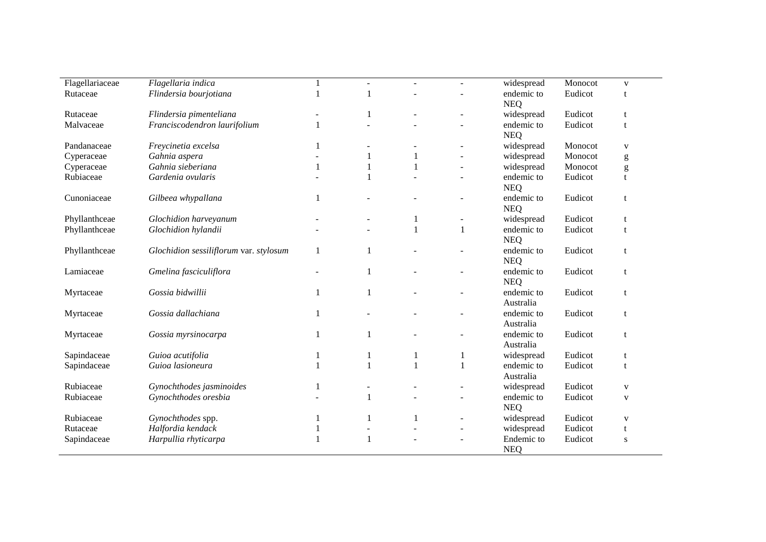| | | | | | | | | |
|---|---|---|---|---|---|---|---|---|
| Flagellariaceae | *Flagellaria indica* | 1 | - | - | - | widespread | Monocot | v |
| Rutaceae | *Flindersia bourjotiana* | 1 | 1 | - | - | endemic to NEQ | Eudicot | t |
| Rutaceae | *Flindersia pimenteliana* | - | 1 | - | - | widespread | Eudicot | t |
| Malvaceae | *Franciscodendron laurifolium* | 1 | - | - | - | endemic to NEQ | Eudicot | t |
| Pandanaceae | *Freycinetia excelsa* | 1 | - | - | - | widespread | Monocot | v |
| Cyperaceae | *Gahnia aspera* | - | 1 | 1 | - | widespread | Monocot | g |
| Cyperaceae | *Gahnia sieberiana* | 1 | 1 | 1 | - | widespread | Monocot | g |
| Rubiaceae | *Gardenia ovularis* | - | 1 | - | - | endemic to NEQ | Eudicot | t |
| Cunoniaceae | *Gilbeea whypallana* | 1 | - | - | - | endemic to NEQ | Eudicot | t |
| Phyllanthceae | *Glochidion harveyanum* | - | - | 1 | - | widespread | Eudicot | t |
| Phyllanthceae | *Glochidion hylandii* | - | - | 1 | 1 | endemic to NEQ | Eudicot | t |
| Phyllanthceae | *Glochidion sessiliflorum* var. *stylosum* | 1 | 1 | - | - | endemic to NEQ | Eudicot | t |
| Lamiaceae | *Gmelina fasciculiflora* | - | 1 | - | - | endemic to NEQ | Eudicot | t |
| Myrtaceae | *Gossia bidwillii* | 1 | 1 | - | - | endemic to Australia | Eudicot | t |
| Myrtaceae | *Gossia dallachiana* | 1 | - | - | - | endemic to Australia | Eudicot | t |
| Myrtaceae | *Gossia myrsinocarpa* | 1 | 1 | - | - | endemic to Australia | Eudicot | t |
| Sapindaceae | *Guioa acutifolia* | 1 | 1 | 1 | 1 | widespread | Eudicot | t |
| Sapindaceae | *Guioa lasioneura* | 1 | 1 | 1 | 1 | endemic to Australia | Eudicot | t |
| Rubiaceae | *Gynochthodes jasminoides* | 1 | - | - | - | widespread | Eudicot | v |
| Rubiaceae | *Gynochthodes oresbia* | - | 1 | - | - | endemic to NEQ | Eudicot | v |
| Rubiaceae | *Gynochthodes* spp. | 1 | 1 | 1 | - | widespread | Eudicot | v |
| Rutaceae | *Halfordia kendack* | 1 | - | - | - | widespread | Eudicot | t |
| Sapindaceae | *Harpullia rhyticarpa* | 1 | 1 | - | - | Endemic to NEQ | Eudicot | s |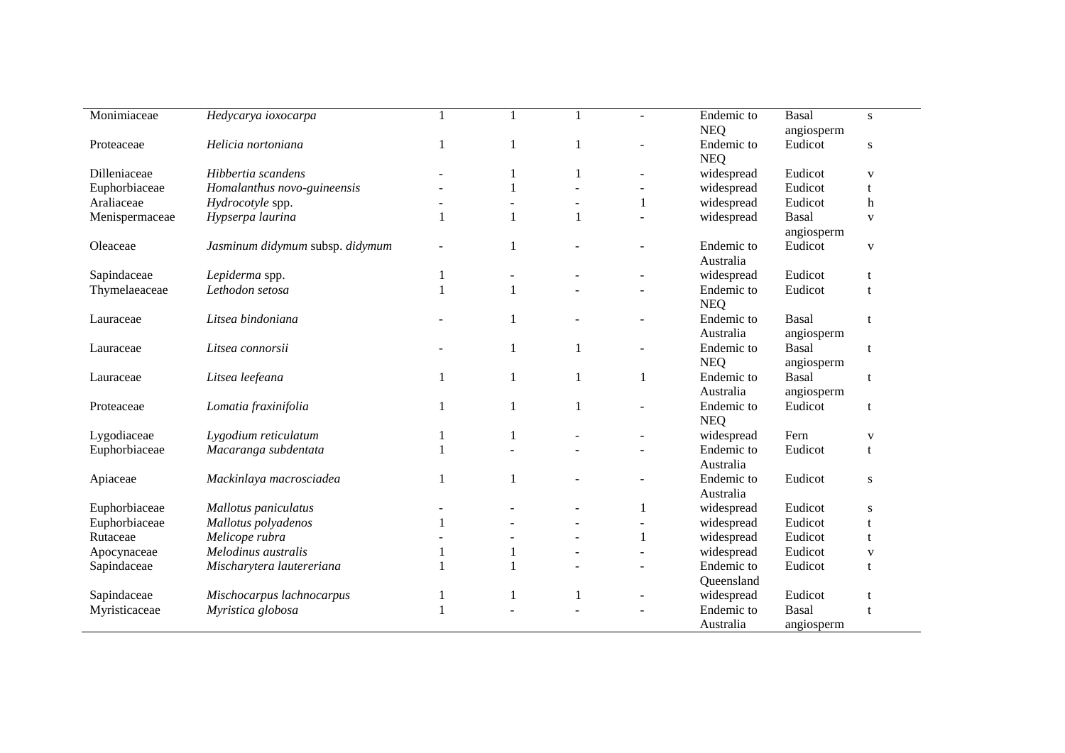| | | | | | | | | |
|---|---|---|---|---|---|---|---|---|
| Monimiaceae | *Hedycarya ioxocarpa* | 1 | 1 | 1 | - | Endemic to NEQ | Basal angiosperm | s |
| Proteaceae | *Helicia nortoniana* | 1 | 1 | 1 | - | Endemic to NEQ | Eudicot | s |
| Dilleniaceae | *Hibbertia scandens* | - | 1 | 1 | - | widespread | Eudicot | v |
| Euphorbiaceae | *Homalanthus novo-guineensis* | - | 1 | - | - | widespread | Eudicot | t |
| Araliaceae | *Hydrocotyle* spp. | - | - | - | 1 | widespread | Eudicot | h |
| Menispermaceae | *Hypserpa laurina* | 1 | 1 | 1 | - | widespread | Basal angiosperm | v |
| Oleaceae | *Jasminum didymum* subsp. *didymum* | - | 1 | - | - | Endemic to Australia | Eudicot | v |
| Sapindaceae | *Lepiderma* spp. | 1 | - | - | - | widespread | Eudicot | t |
| Thymelaeaceae | *Lethodon setosa* | 1 | 1 | - | - | Endemic to NEQ | Eudicot | t |
| Lauraceae | *Litsea bindoniana* | - | 1 | - | - | Endemic to Australia | Basal angiosperm | t |
| Lauraceae | *Litsea connorsii* | - | 1 | 1 | - | Endemic to NEQ | Basal angiosperm | t |
| Lauraceae | *Litsea leefeana* | 1 | 1 | 1 | 1 | Endemic to Australia | Basal angiosperm | t |
| Proteaceae | *Lomatia fraxinifolia* | 1 | 1 | 1 | - | Endemic to NEQ | Eudicot | t |
| Lygodiaceae | *Lygodium reticulatum* | 1 | 1 | - | - | widespread | Fern | v |
| Euphorbiaceae | *Macaranga subdentata* | 1 | - | - | - | Endemic to Australia | Eudicot | t |
| Apiaceae | *Mackinlaya macrosciadea* | 1 | 1 | - | - | Endemic to Australia | Eudicot | s |
| Euphorbiaceae | *Mallotus paniculatus* | - | - | - | 1 | widespread | Eudicot | s |
| Euphorbiaceae | *Mallotus polyadenos* | 1 | - | - | - | widespread | Eudicot | t |
| Rutaceae | *Melicope rubra* | - | - | - | 1 | widespread | Eudicot | t |
| Apocynaceae | *Melodinus australis* | 1 | 1 | - | - | widespread | Eudicot | v |
| Sapindaceae | *Mischarytera lautereriana* | 1 | 1 | - | - | Endemic to Queensland | Eudicot | t |
| Sapindaceae | *Mischocarpus lachnocarpus* | 1 | 1 | 1 | - | widespread | Eudicot | t |
| Myristicaceae | *Myristica globosa* | 1 | - | - | - | Endemic to Australia | Basal angiosperm | t |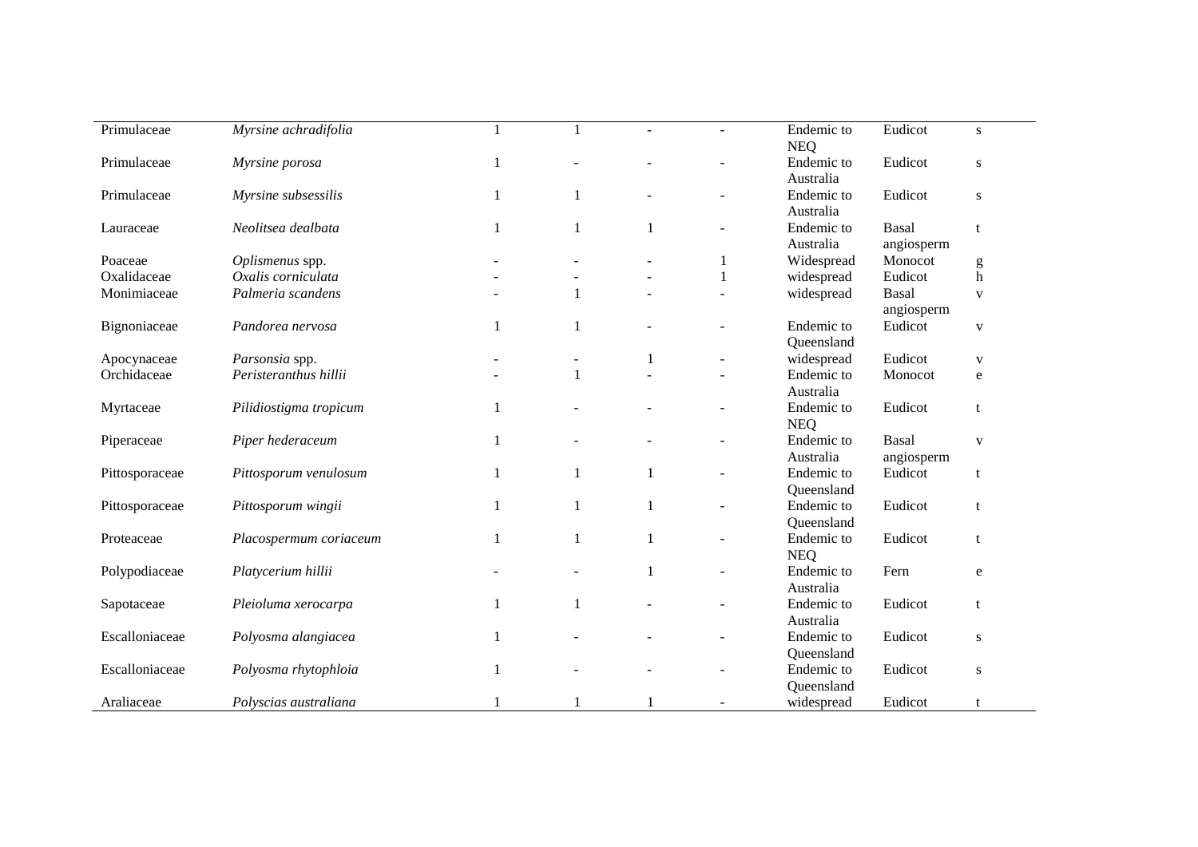| | | | | | | | | |
|---|---|---|---|---|---|---|---|---|
| Primulaceae | *Myrsine achradifolia* | 1 | 1 | - | - | Endemic to NEQ | Eudicot | s |
| Primulaceae | *Myrsine porosa* | 1 | - | - | - | Endemic to Australia | Eudicot | s |
| Primulaceae | *Myrsine subsessilis* | 1 | 1 | - | - | Endemic to Australia | Eudicot | s |
| Lauraceae | *Neolitsea dealbata* | 1 | 1 | 1 | - | Endemic to Australia | Basal angiosperm | t |
| Poaceae | *Oplismenus* spp. | - | - | - | 1 | Widespread | Monocot | g |
| Oxalidaceae | *Oxalis corniculata* | - | - | - | 1 | widespread | Eudicot | h |
| Monimiaceae | *Palmeria scandens* | - | 1 | - | - | widespread | Basal angiosperm | v |
| Bignoniaceae | *Pandorea nervosa* | 1 | 1 | - | - | Endemic to Queensland | Eudicot | v |
| Apocynaceae | *Parsonsia* spp. | - | - | 1 | - | widespread | Eudicot | v |
| Orchidaceae | *Peristeranthus hillii* | - | 1 | - | - | Endemic to Australia | Monocot | e |
| Myrtaceae | *Pilidiostigma tropicum* | 1 | - | - | - | Endemic to NEQ | Eudicot | t |
| Piperaceae | *Piper hederaceum* | 1 | - | - | - | Endemic to Australia | Basal angiosperm | v |
| Pittosporaceae | *Pittosporum venulosum* | 1 | 1 | 1 | - | Endemic to Queensland | Eudicot | t |
| Pittosporaceae | *Pittosporum wingii* | 1 | 1 | 1 | - | Endemic to Queensland | Eudicot | t |
| Proteaceae | *Placospermum coriaceum* | 1 | 1 | 1 | - | Endemic to NEQ | Eudicot | t |
| Polypodiaceae | *Platycerium hillii* | - | - | 1 | - | Endemic to Australia | Fern | e |
| Sapotaceae | *Pleioluma xerocarpa* | 1 | 1 | - | - | Endemic to Australia | Eudicot | t |
| Escalloniaceae | *Polyosma alangiacea* | 1 | - | - | - | Endemic to Queensland | Eudicot | s |
| Escalloniaceae | *Polyosma rhytophloia* | 1 | - | - | - | Endemic to Queensland | Eudicot | s |
| Araliaceae | *Polyscias australiana* | 1 | 1 | 1 | - | widespread | Eudicot | t |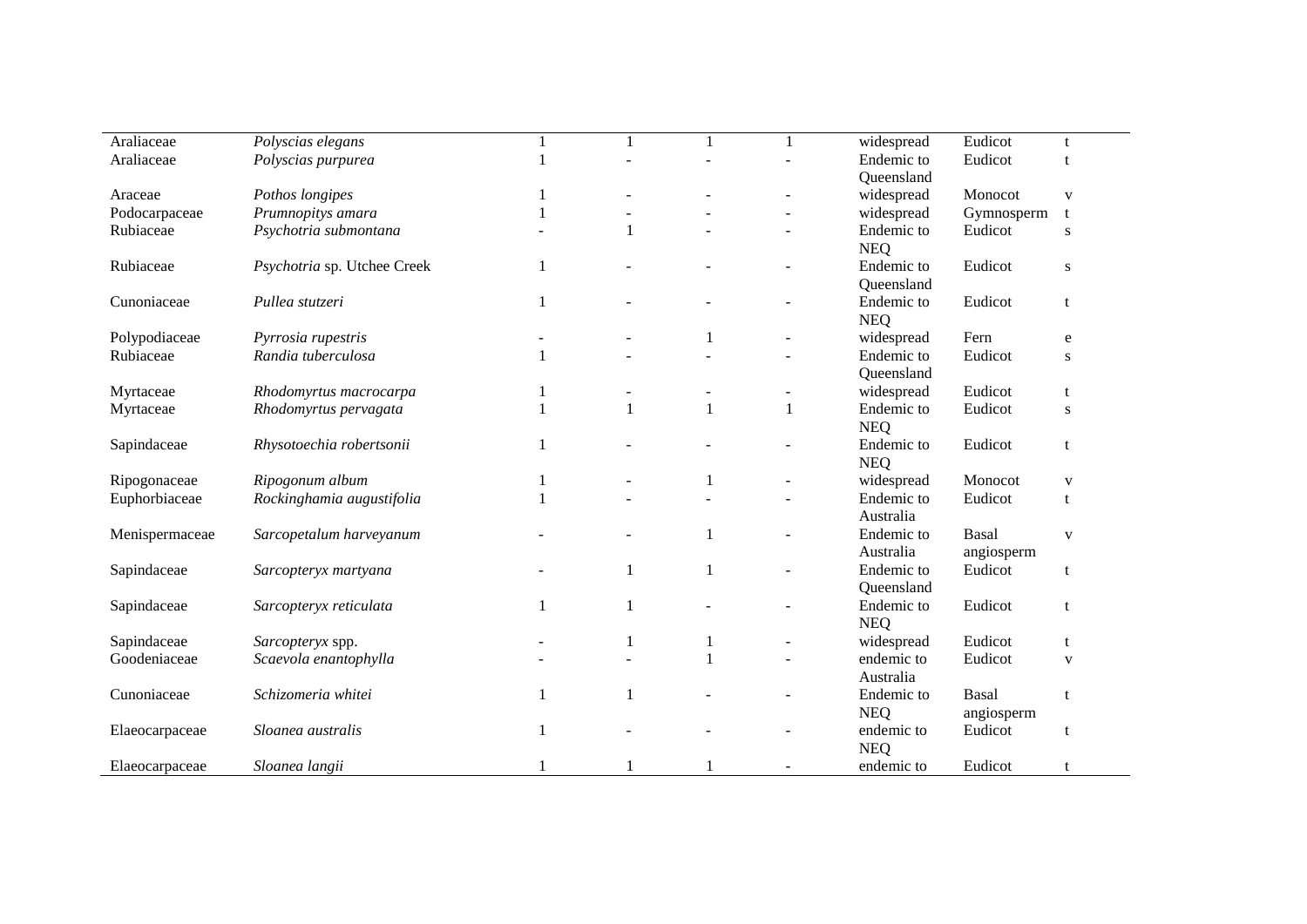| | | | | | | | | |
|---|---|---|---|---|---|---|---|---|
| Araliaceae | *Polyscias elegans* | 1 | 1 | 1 | 1 | widespread | Eudicot | t |
| Araliaceae | *Polyscias purpurea* | 1 | - | - | - | Endemic to Queensland | Eudicot | t |
| Araceae | *Pothos longipes* | 1 | - | - | - | widespread | Monocot | v |
| Podocarpaceae | *Prumnopitys amara* | 1 | - | - | - | widespread | Gymnosperm | t |
| Rubiaceae | *Psychotria submontana* | - | 1 | - | - | Endemic to NEQ | Eudicot | s |
| Rubiaceae | *Psychotria* sp. Utchee Creek | 1 | - | - | - | Endemic to Queensland | Eudicot | s |
| Cunoniaceae | *Pullea stutzeri* | 1 | - | - | - | Endemic to NEQ | Eudicot | t |
| Polypodiaceae | *Pyrrosia rupestris* | - | - | 1 | - | widespread | Fern | e |
| Rubiaceae | *Randia tuberculosa* | 1 | - | - | - | Endemic to Queensland | Eudicot | s |
| Myrtaceae | *Rhodomyrtus macrocarpa* | 1 | - | - | - | widespread | Eudicot | t |
| Myrtaceae | *Rhodomyrtus pervagata* | 1 | 1 | 1 | 1 | Endemic to NEQ | Eudicot | s |
| Sapindaceae | *Rhysotoechia robertsonii* | 1 | - | - | - | Endemic to NEQ | Eudicot | t |
| Ripogonaceae | *Ripogonum album* | 1 | - | 1 | - | widespread | Monocot | v |
| Euphorbiaceae | *Rockinghamia augustifolia* | 1 | - | - | - | Endemic to Australia | Eudicot | t |
| Menispermaceae | *Sarcopetalum harveyanum* | - | - | 1 | - | Endemic to Australia | Basal angiosperm | v |
| Sapindaceae | *Sarcopteryx martyana* | - | 1 | 1 | - | Endemic to Queensland | Eudicot | t |
| Sapindaceae | *Sarcopteryx reticulata* | 1 | 1 | - | - | Endemic to NEQ | Eudicot | t |
| Sapindaceae | *Sarcopteryx* spp. | - | 1 | 1 | - | widespread | Eudicot | t |
| Goodeniaceae | *Scaevola enantophylla* | - | - | 1 | - | endemic to Australia | Eudicot | v |
| Cunoniaceae | *Schizomeria whitei* | 1 | 1 | - | - | Endemic to NEQ | Basal angiosperm | t |
| Elaeocarpaceae | *Sloanea australis* | 1 | - | - | - | endemic to NEQ | Eudicot | t |
| Elaeocarpaceae | *Sloanea langii* | 1 | 1 | 1 | - | endemic to | Eudicot | t |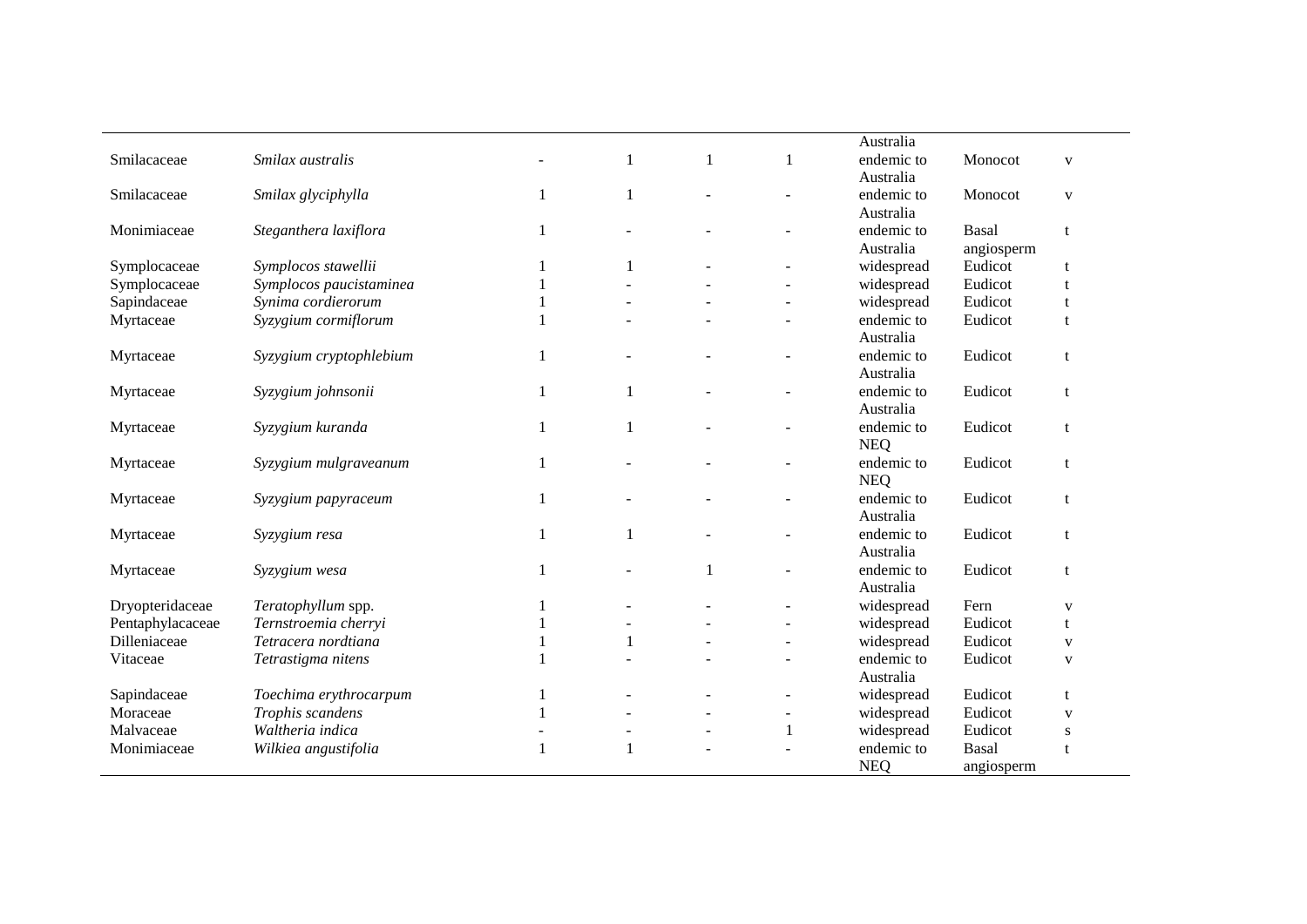| | | | | | | | | |
|---|---|---|---|---|---|---|---|---|
| | | | | | | Australia | | |
| Smilacaceae | *Smilax australis* | - | 1 | 1 | 1 | endemic to Australia | Monocot | v |
| Smilacaceae | *Smilax glyciphylla* | 1 | 1 | - | - | endemic to Australia | Monocot | v |
| Monimiaceae | *Steganthera laxiflora* | 1 | - | - | - | endemic to Australia | Basal angiosperm | t |
| Symplocaceae | *Symplocos stawellii* | 1 | 1 | - | - | widespread | Eudicot | t |
| Symplocaceae | *Symplocos paucistaminea* | 1 | - | - | - | widespread | Eudicot | t |
| Sapindaceae | *Synima cordierorum* | 1 | - | - | - | widespread | Eudicot | t |
| Myrtaceae | *Syzygium cormiflorum* | 1 | - | - | - | endemic to Australia | Eudicot | t |
| Myrtaceae | *Syzygium cryptophlebium* | 1 | - | - | - | endemic to Australia | Eudicot | t |
| Myrtaceae | *Syzygium johnsonii* | 1 | 1 | - | - | endemic to Australia | Eudicot | t |
| Myrtaceae | *Syzygium kuranda* | 1 | 1 | - | - | endemic to NEQ | Eudicot | t |
| Myrtaceae | *Syzygium mulgraveanum* | 1 | - | - | - | endemic to NEQ | Eudicot | t |
| Myrtaceae | *Syzygium papyraceum* | 1 | - | - | - | endemic to Australia | Eudicot | t |
| Myrtaceae | *Syzygium resa* | 1 | 1 | - | - | endemic to Australia | Eudicot | t |
| Myrtaceae | *Syzygium wesa* | 1 | - | 1 | - | endemic to Australia | Eudicot | t |
| Dryopteridaceae | *Teratophyllum* spp. | 1 | - | - | - | widespread | Fern | v |
| Pentaphylacaceae | *Ternstroemia cherryi* | 1 | - | - | - | widespread | Eudicot | t |
| Dilleniaceae | *Tetracera nordtiana* | 1 | 1 | - | - | widespread | Eudicot | v |
| Vitaceae | *Tetrastigma nitens* | 1 | - | - | - | endemic to Australia | Eudicot | v |
| Sapindaceae | *Toechima erythrocarpum* | 1 | - | - | - | widespread | Eudicot | t |
| Moraceae | *Trophis scandens* | 1 | - | - | - | widespread | Eudicot | v |
| Malvaceae | *Waltheria indica* | - | - | - | 1 | widespread | Eudicot | s |
| Monimiaceae | *Wilkiea angustifolia* | 1 | 1 | - | - | endemic to NEQ | Basal angiosperm | t |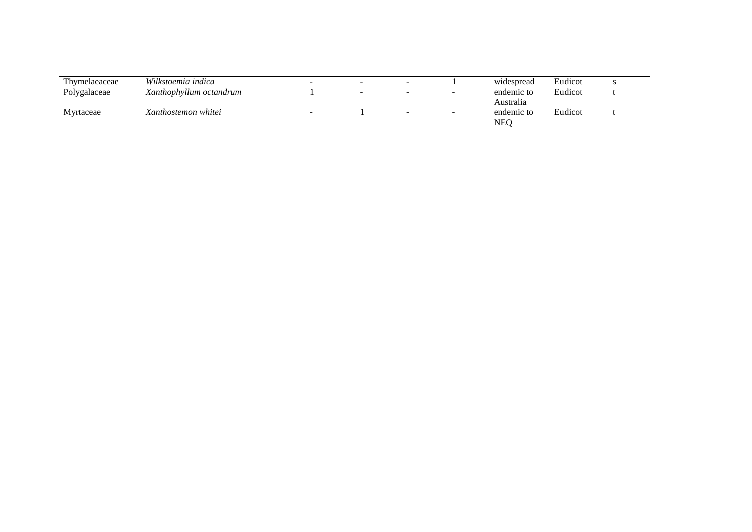| | | | | | | | | |
|---|---|---|---|---|---|---|---|---|
| Thymelaeaceae | *Wilkstoemia indica* | - | - | - | 1 | widespread | Eudicot | s |
| Polygalaceae | *Xanthophyllum octandrum* | 1 | - | - | - | endemic to Australia | Eudicot | t |
| Myrtaceae | *Xanthostemon whitei* | - | 1 | - | - | endemic to NEQ | Eudicot | t |